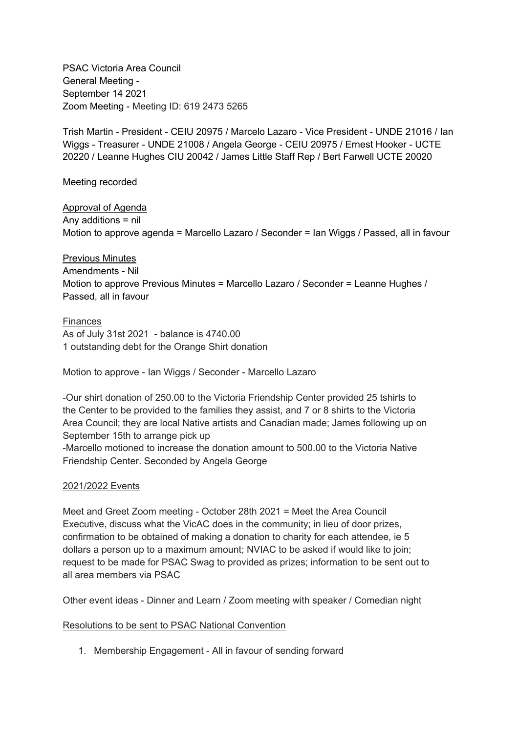PSAC Victoria Area Council
General Meeting -
September 14 2021
Zoom Meeting - Meeting ID: 619 2473 5265

Trish Martin - President - CEIU 20975 / Marcelo Lazaro - Vice President - UNDE 21016 / Ian Wiggs - Treasurer - UNDE 21008 / Angela George - CEIU 20975 / Ernest Hooker - UCTE 20220 / Leanne Hughes CIU 20042 / James Little Staff Rep / Bert Farwell UCTE 20020

Meeting recorded

Approval of Agenda
Any additions = nil
Motion to approve agenda = Marcello Lazaro / Seconder = Ian Wiggs / Passed, all in favour

Previous Minutes
Amendments - Nil
Motion to approve Previous Minutes = Marcello Lazaro / Seconder = Leanne Hughes / Passed, all in favour

Finances
As of July 31st 2021 - balance is 4740.00
1 outstanding debt for the Orange Shirt donation

Motion to approve - Ian Wiggs / Seconder - Marcello Lazaro

-Our shirt donation of 250.00 to the Victoria Friendship Center provided 25 tshirts to the Center to be provided to the families they assist, and 7 or 8 shirts to the Victoria Area Council; they are local Native artists and Canadian made; James following up on September 15th to arrange pick up
-Marcello motioned to increase the donation amount to 500.00 to the Victoria Native Friendship Center. Seconded by Angela George

2021/2022 Events

Meet and Greet Zoom meeting - October 28th 2021 = Meet the Area Council Executive, discuss what the VicAC does in the community; in lieu of door prizes, confirmation to be obtained of making a donation to charity for each attendee, ie 5 dollars a person up to a maximum amount; NVIAC to be asked if would like to join; request to be made for PSAC Swag to provided as prizes; information to be sent out to all area members via PSAC

Other event ideas - Dinner and Learn / Zoom meeting with speaker / Comedian night

Resolutions to be sent to PSAC National Convention

1. Membership Engagement - All in favour of sending forward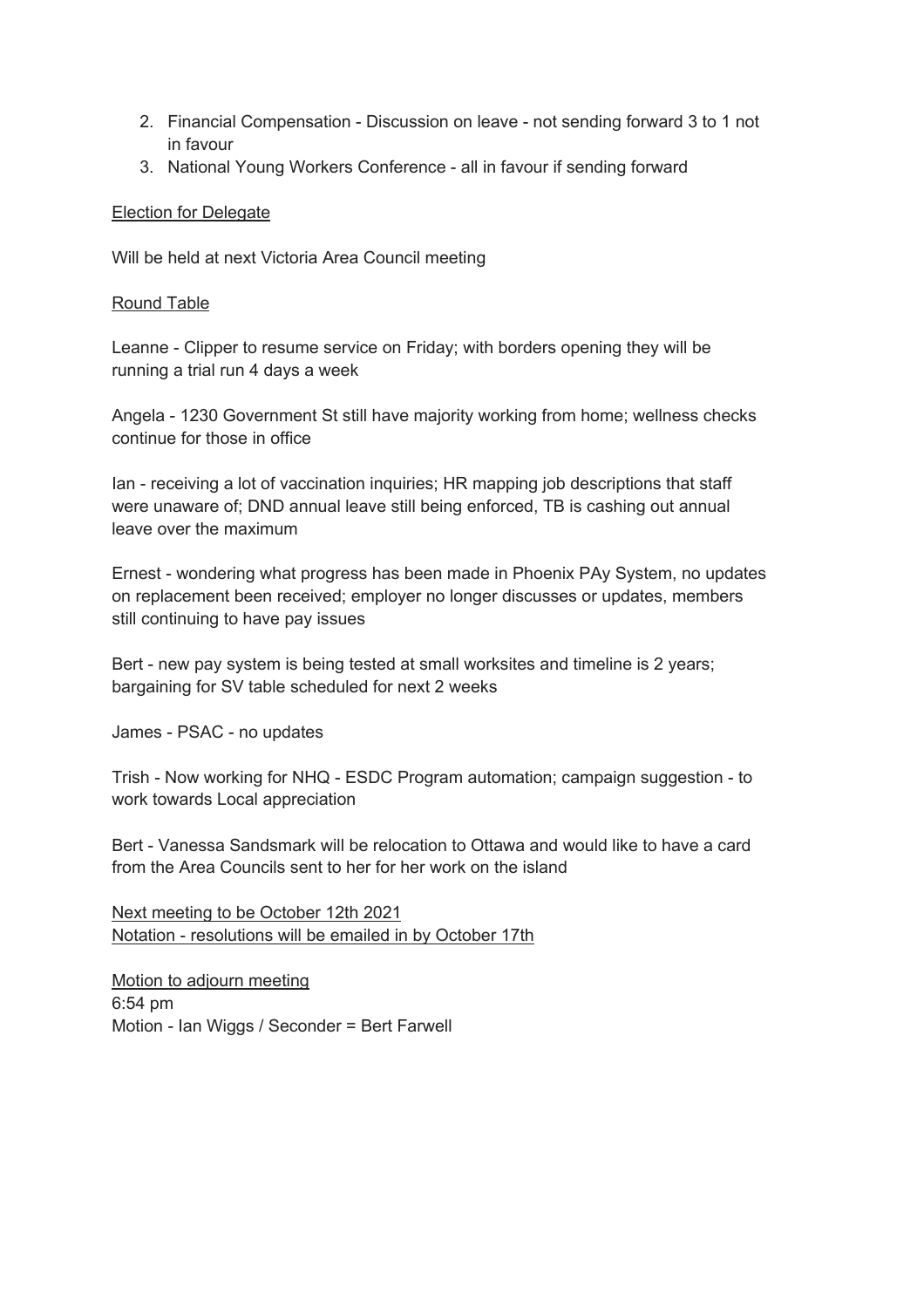2. Financial Compensation - Discussion on leave - not sending forward 3 to 1 not in favour
3. National Young Workers Conference - all in favour if sending forward

Election for Delegate

Will be held at next Victoria Area Council meeting

Round Table

Leanne - Clipper to resume service on Friday; with borders opening they will be running a trial run 4 days a week

Angela - 1230 Government St still have majority working from home; wellness checks continue for those in office

Ian - receiving a lot of vaccination inquiries; HR mapping job descriptions that staff were unaware of; DND annual leave still being enforced, TB is cashing out annual leave over the maximum

Ernest - wondering what progress has been made in Phoenix PAy System, no updates on replacement been received; employer no longer discusses or updates, members still continuing to have pay issues

Bert - new pay system is being tested at small worksites and timeline is 2 years; bargaining for SV table scheduled for next 2 weeks

James - PSAC - no updates

Trish - Now working for NHQ - ESDC Program automation; campaign suggestion - to work towards Local appreciation

Bert - Vanessa Sandsmark will be relocation to Ottawa and would like to have a card from the Area Councils sent to her for her work on the island

Next meeting to be October 12th 2021
Notation - resolutions will be emailed in by October 17th

Motion to adjourn meeting
6:54 pm
Motion - Ian Wiggs / Seconder = Bert Farwell